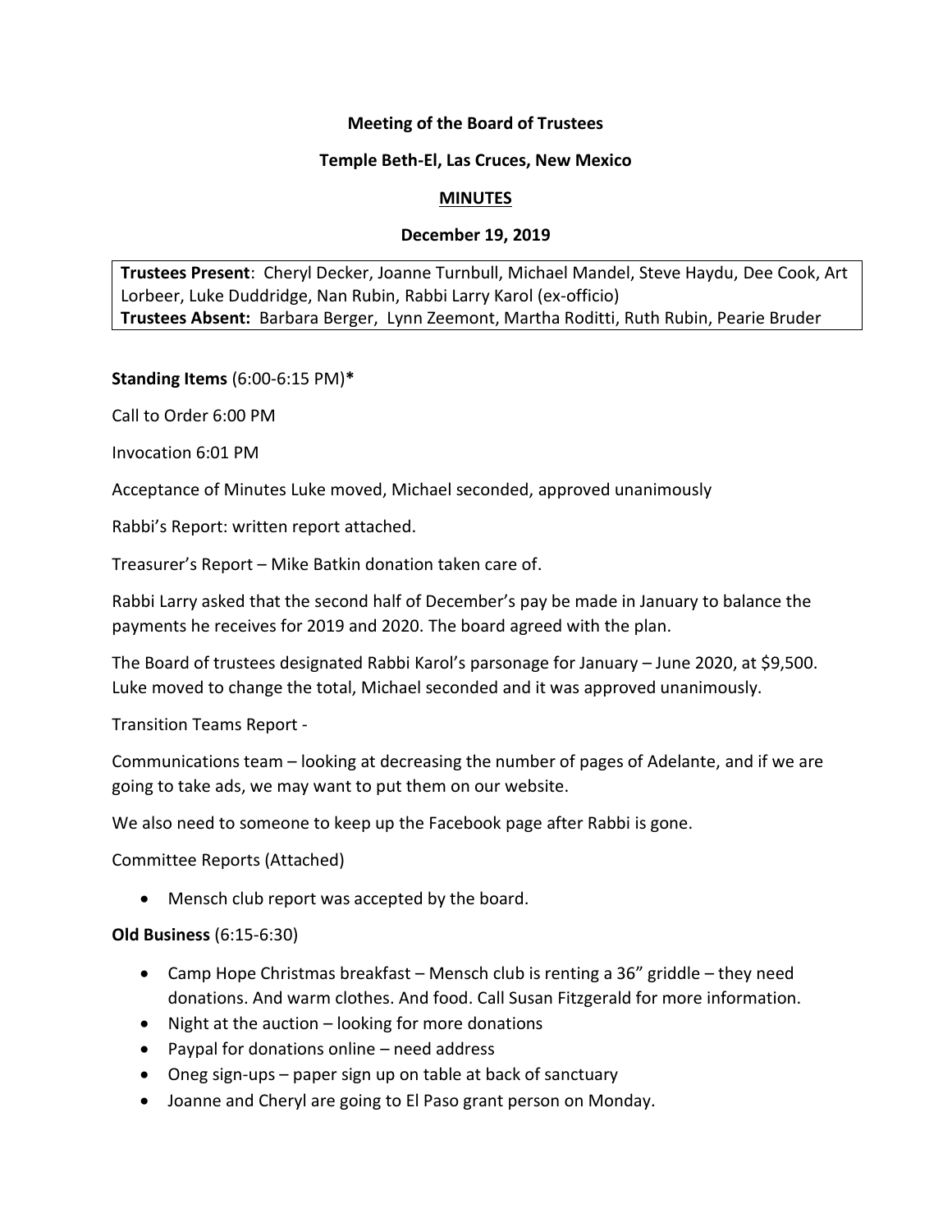**Meeting of the Board of Trustees**

**Temple Beth-El, Las Cruces, New Mexico**

**MINUTES**

**December 19, 2019**

**Trustees Present**: Cheryl Decker, Joanne Turnbull, Michael Mandel, Steve Haydu, Dee Cook, Art Lorbeer, Luke Duddridge, Nan Rubin, Rabbi Larry Karol (ex-officio)
**Trustees Absent:** Barbara Berger, Lynn Zeemont, Martha Roditti, Ruth Rubin, Pearie Bruder

**Standing Items** (6:00-6:15 PM)**\***

Call to Order 6:00 PM

Invocation 6:01 PM

Acceptance of Minutes Luke moved, Michael seconded, approved unanimously

Rabbi's Report: written report attached.

Treasurer's Report – Mike Batkin donation taken care of.

Rabbi Larry asked that the second half of December's pay be made in January to balance the payments he receives for 2019 and 2020. The board agreed with the plan.

The Board of trustees designated Rabbi Karol's parsonage for January – June 2020, at $9,500. Luke moved to change the total, Michael seconded and it was approved unanimously.

Transition Teams Report -

Communications team – looking at decreasing the number of pages of Adelante, and if we are going to take ads, we may want to put them on our website.

We also need to someone to keep up the Facebook page after Rabbi is gone.

Committee Reports (Attached)

- Mensch club report was accepted by the board.

**Old Business** (6:15-6:30)

- Camp Hope Christmas breakfast – Mensch club is renting a 36" griddle – they need donations. And warm clothes. And food. Call Susan Fitzgerald for more information.
- Night at the auction – looking for more donations
- Paypal for donations online – need address
- Oneg sign-ups – paper sign up on table at back of sanctuary
- Joanne and Cheryl are going to El Paso grant person on Monday.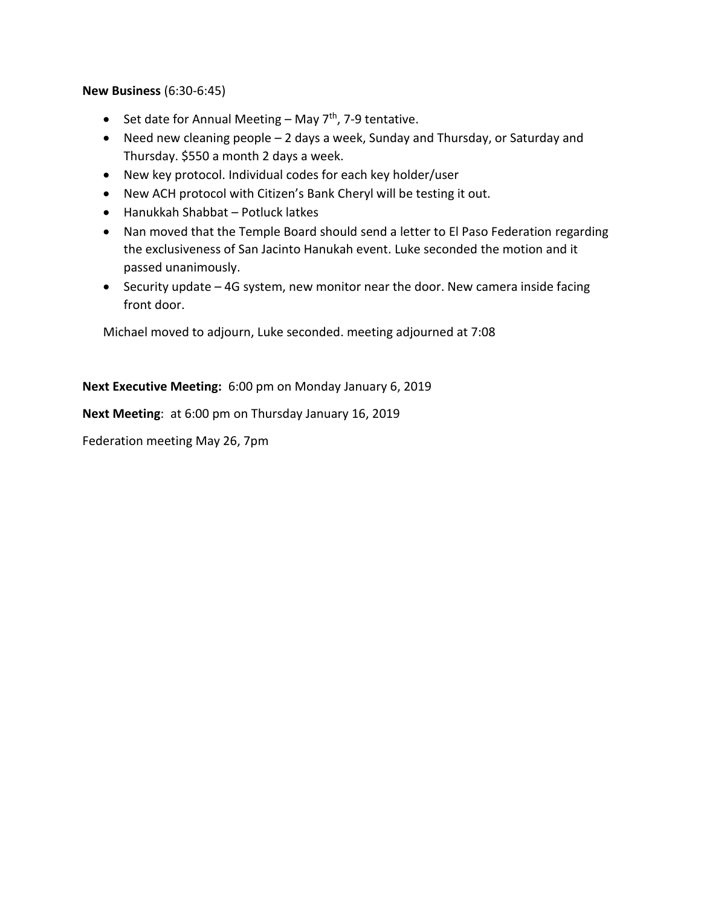**New Business** (6:30-6:45)

- Set date for Annual Meeting – May 7th, 7-9 tentative.
- Need new cleaning people – 2 days a week, Sunday and Thursday, or Saturday and Thursday. $550 a month 2 days a week.
- New key protocol. Individual codes for each key holder/user
- New ACH protocol with Citizen's Bank Cheryl will be testing it out.
- Hanukkah Shabbat – Potluck latkes
- Nan moved that the Temple Board should send a letter to El Paso Federation regarding the exclusiveness of San Jacinto Hanukah event. Luke seconded the motion and it passed unanimously.
- Security update – 4G system, new monitor near the door. New camera inside facing front door.

Michael moved to adjourn, Luke seconded. meeting adjourned at 7:08

**Next Executive Meeting:** 6:00 pm on Monday January 6, 2019

**Next Meeting**: at 6:00 pm on Thursday January 16, 2019

Federation meeting May 26, 7pm